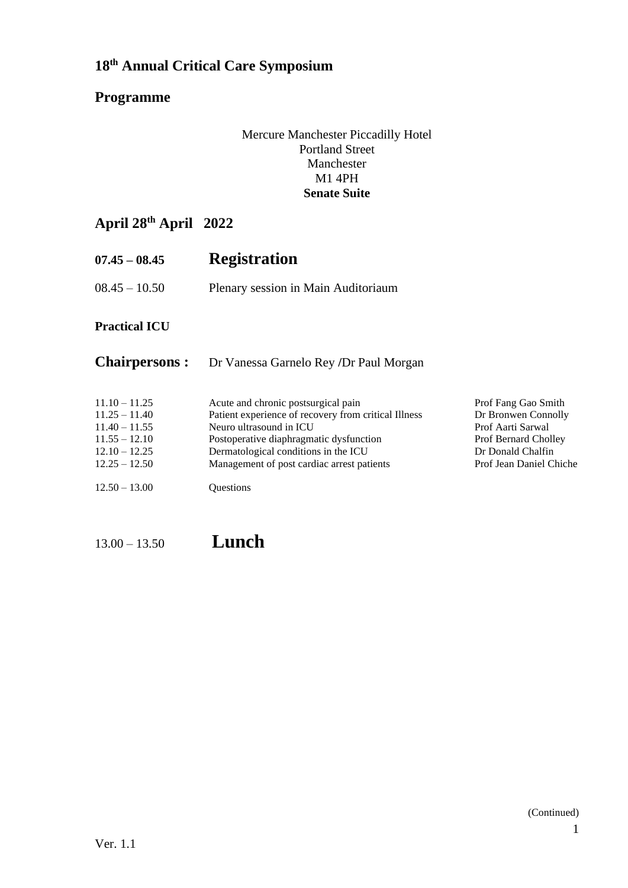# 18th Annual Critical Care Symposium

## Programme

Mercure Manchester Piccadilly Hotel
Portland Street
Manchester
M1 4PH
**Senate Suite**

## April 28th April 2022

**07.45 – 08.45** **Registration**

08.45 – 10.50 Plenary session in Main Auditoriaum

**Practical ICU**

**Chairpersons :** Dr Vanessa Garnelo Rey /Dr Paul Morgan

| | | |
|---|---|---|
| 11.10 – 11.25 | Acute and chronic postsurgical pain | Prof Fang Gao Smith |
| 11.25 – 11.40 | Patient experience of recovery from critical Illness | Dr Bronwen Connolly |
| 11.40 – 11.55 | Neuro ultrasound in ICU | Prof Aarti Sarwal |
| 11.55 – 12.10 | Postoperative diaphragmatic dysfunction | Prof Bernard Cholley |
| 12.10 – 12.25 | Dermatological conditions in the ICU | Dr Donald Chalfin |
| 12.25 – 12.50 | Management of post cardiac arrest patients | Prof Jean Daniel Chiche |
| 12.50 – 13.00 | Questions | |

13.00 – 13.50 **Lunch**

(Continued)

Ver. 1.1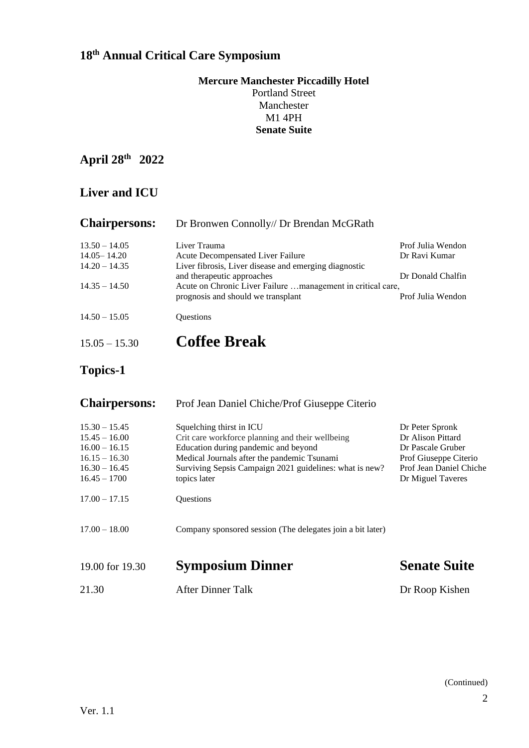## 18th Annual Critical Care Symposium

**Mercure Manchester Piccadilly Hotel**
Portland Street
Manchester
M1 4PH
**Senate Suite**

## April 28th 2022

## Liver and ICU

**Chairpersons:** Dr Bronwen Connolly// Dr Brendan McGRath

| | | |
|---|---|---|
| 13.50 – 14.05 | Liver Trauma | Prof Julia Wendon |
| 14.05– 14.20 | Acute Decompensated Liver Failure | Dr Ravi Kumar |
| 14.20 – 14.35 | Liver fibrosis, Liver disease and emerging diagnostic and therapeutic approaches | Dr Donald Chalfin |
| 14.35 – 14.50 | Acute on Chronic Liver Failure …management in critical care, prognosis and should we transplant | Prof Julia Wendon |
| 14.50 – 15.05 | Questions | |

15.05 – 15.30 **Coffee Break**

## Topics-1

**Chairpersons:** Prof Jean Daniel Chiche/Prof Giuseppe Citerio

| | | |
|---|---|---|
| 15.30 – 15.45 | Squelching thirst in ICU | Dr Peter Spronk |
| 15.45 – 16.00 | Crit care workforce planning and their wellbeing | Dr Alison Pittard |
| 16.00 – 16.15 | Education during pandemic and beyond | Dr Pascale Gruber |
| 16.15 – 16.30 | Medical Journals after the pandemic Tsunami | Prof Giuseppe Citerio |
| 16.30 – 16.45 | Surviving Sepsis Campaign 2021 guidelines: what is new? | Prof Jean Daniel Chiche |
| 16.45 – 1700 | topics later | Dr Miguel Taveres |
| 17.00 – 17.15 | Questions | |
| 17.00 – 18.00 | Company sponsored session (The delegates join a bit later) | |

| | | |
|---|---|---|
| 19.00 for 19.30 | **Symposium Dinner** | **Senate Suite** |
| 21.30 | After Dinner Talk | Dr Roop Kishen |

(Continued)

Ver. 1.1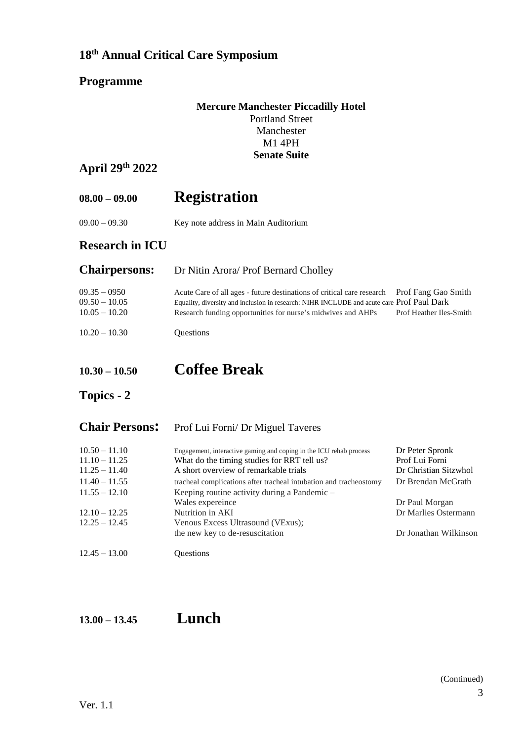# 18th Annual Critical Care Symposium

## Programme

**Mercure Manchester Piccadilly Hotel**
Portland Street
Manchester
M1 4PH
**Senate Suite**

## April 29th 2022

## 08.00 – 09.00 Registration

09.00 – 09.30 Key note address in Main Auditorium

## Research in ICU

**Chairpersons:** Dr Nitin Arora/ Prof Bernard Cholley

| | | |
|---|---|---|
| 09.35 – 0950 | Acute Care of all ages - future destinations of critical care research | Prof Fang Gao Smith |
| 09.50 – 10.05 | Equality, diversity and inclusion in research: NIHR INCLUDE and acute care | Prof Paul Dark |
| 10.05 – 10.20 | Research funding opportunities for nurse's midwives and AHPs | Prof Heather Iles-Smith |
| 10.20 – 10.30 | Questions | |

## 10.30 – 10.50 Coffee Break

## Topics - 2

**Chair Persons:** Prof Lui Forni/ Dr Miguel Taveres

| | | |
|---|---|---|
| 10.50 – 11.10 | Engagement, interactive gaming and coping in the ICU rehab process | Dr Peter Spronk |
| 11.10 – 11.25 | What do the timing studies for RRT tell us? | Prof Lui Forni |
| 11.25 – 11.40 | A short overview of remarkable trials | Dr Christian Sitzwhol |
| 11.40 – 11.55 | tracheal complications after tracheal intubation and tracheostomy | Dr Brendan McGrath |
| 11.55 – 12.10 | Keeping routine activity during a Pandemic – Wales expereince | Dr Paul Morgan |
| 12.10 – 12.25 | Nutrition in AKI | Dr Marlies Ostermann |
| 12.25 – 12.45 | Venous Excess Ultrasound (VExus); the new key to de-resuscitation | Dr Jonathan Wilkinson |
| 12.45 – 13.00 | Questions | |

## 13.00 – 13.45 Lunch

(Continued)

Ver. 1.1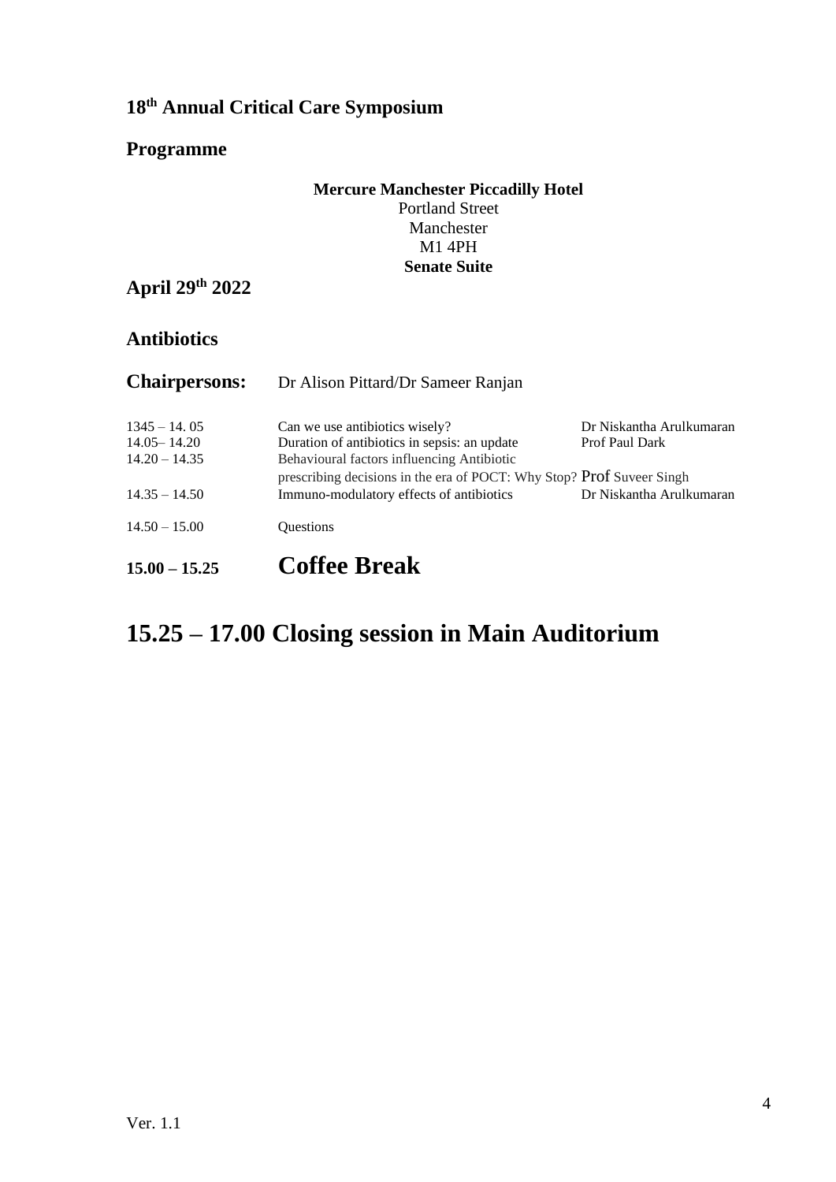**18th Annual Critical Care Symposium**

**Programme**

**Mercure Manchester Piccadilly Hotel**
Portland Street
Manchester
M1 4PH
**Senate Suite**

**April 29th 2022**

## Antibiotics

**Chairpersons:** Dr Alison Pittard/Dr Sameer Ranjan

| | | |
|---|---|---|
| 1345 – 14. 05 | Can we use antibiotics wisely? | Dr Niskantha Arulkumaran |
| 14.05– 14.20 | Duration of antibiotics in sepsis: an update | Prof Paul Dark |
| 14.20 – 14.35 | Behavioural factors influencing Antibiotic prescribing decisions in the era of POCT: Why Stop? | Prof Suveer Singh |
| 14.35 – 14.50 | Immuno-modulatory effects of antibiotics | Dr Niskantha Arulkumaran |
| 14.50 – 15.00 | Questions | |

**15.00 – 15.25** **Coffee Break**

## 15.25 – 17.00 Closing session in Main Auditorium

Ver. 1.1